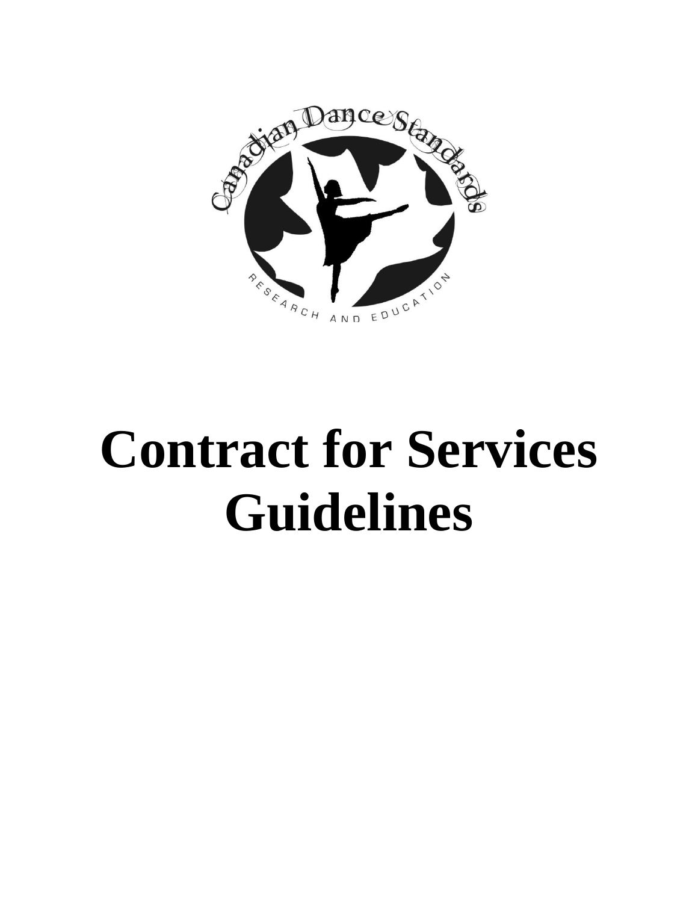# Contract for Services Guidelines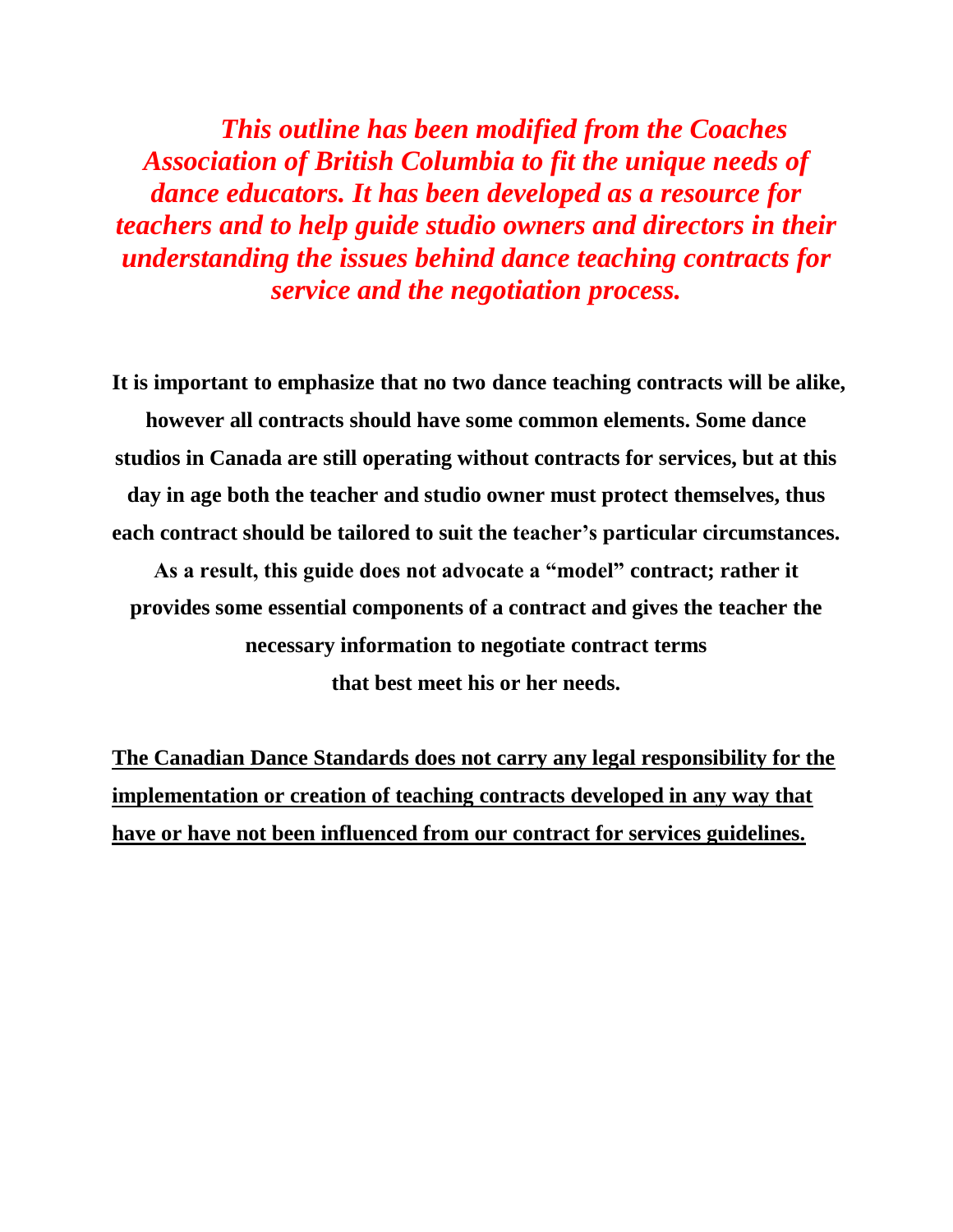***This outline has been modified from the Coaches Association of British Columbia to fit the unique needs of dance educators. It has been developed as a resource for teachers and to help guide studio owners and directors in their understanding the issues behind dance teaching contracts for service and the negotiation process.***

**It is important to emphasize that no two dance teaching contracts will be alike, however all contracts should have some common elements. Some dance studios in Canada are still operating without contracts for services, but at this day in age both the teacher and studio owner must protect themselves, thus each contract should be tailored to suit the teacher's particular circumstances. As a result, this guide does not advocate a "model" contract; rather it provides some essential components of a contract and gives the teacher the necessary information to negotiate contract terms that best meet his or her needs.**

<u>**The Canadian Dance Standards does not carry any legal responsibility for the implementation or creation of teaching contracts developed in any way that have or have not been influenced from our contract for services guidelines.**</u>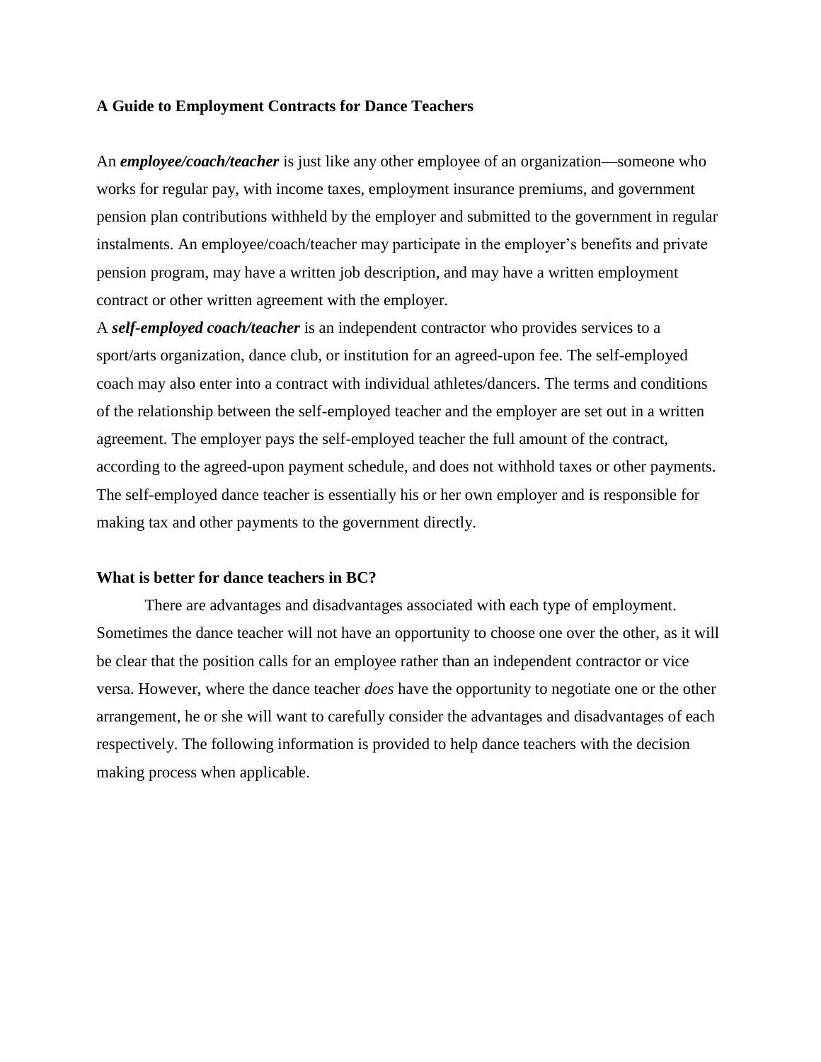**A Guide to Employment Contracts for Dance Teachers**

An ***employee/coach/teacher*** is just like any other employee of an organization—someone who works for regular pay, with income taxes, employment insurance premiums, and government pension plan contributions withheld by the employer and submitted to the government in regular instalments. An employee/coach/teacher may participate in the employer's benefits and private pension program, may have a written job description, and may have a written employment contract or other written agreement with the employer.

A ***self-employed coach/teacher*** is an independent contractor who provides services to a sport/arts organization, dance club, or institution for an agreed-upon fee. The self-employed coach may also enter into a contract with individual athletes/dancers. The terms and conditions of the relationship between the self-employed teacher and the employer are set out in a written agreement. The employer pays the self-employed teacher the full amount of the contract, according to the agreed-upon payment schedule, and does not withhold taxes or other payments. The self-employed dance teacher is essentially his or her own employer and is responsible for making tax and other payments to the government directly.

**What is better for dance teachers in BC?**

There are advantages and disadvantages associated with each type of employment. Sometimes the dance teacher will not have an opportunity to choose one over the other, as it will be clear that the position calls for an employee rather than an independent contractor or vice versa. However, where the dance teacher *does* have the opportunity to negotiate one or the other arrangement, he or she will want to carefully consider the advantages and disadvantages of each respectively. The following information is provided to help dance teachers with the decision making process when applicable.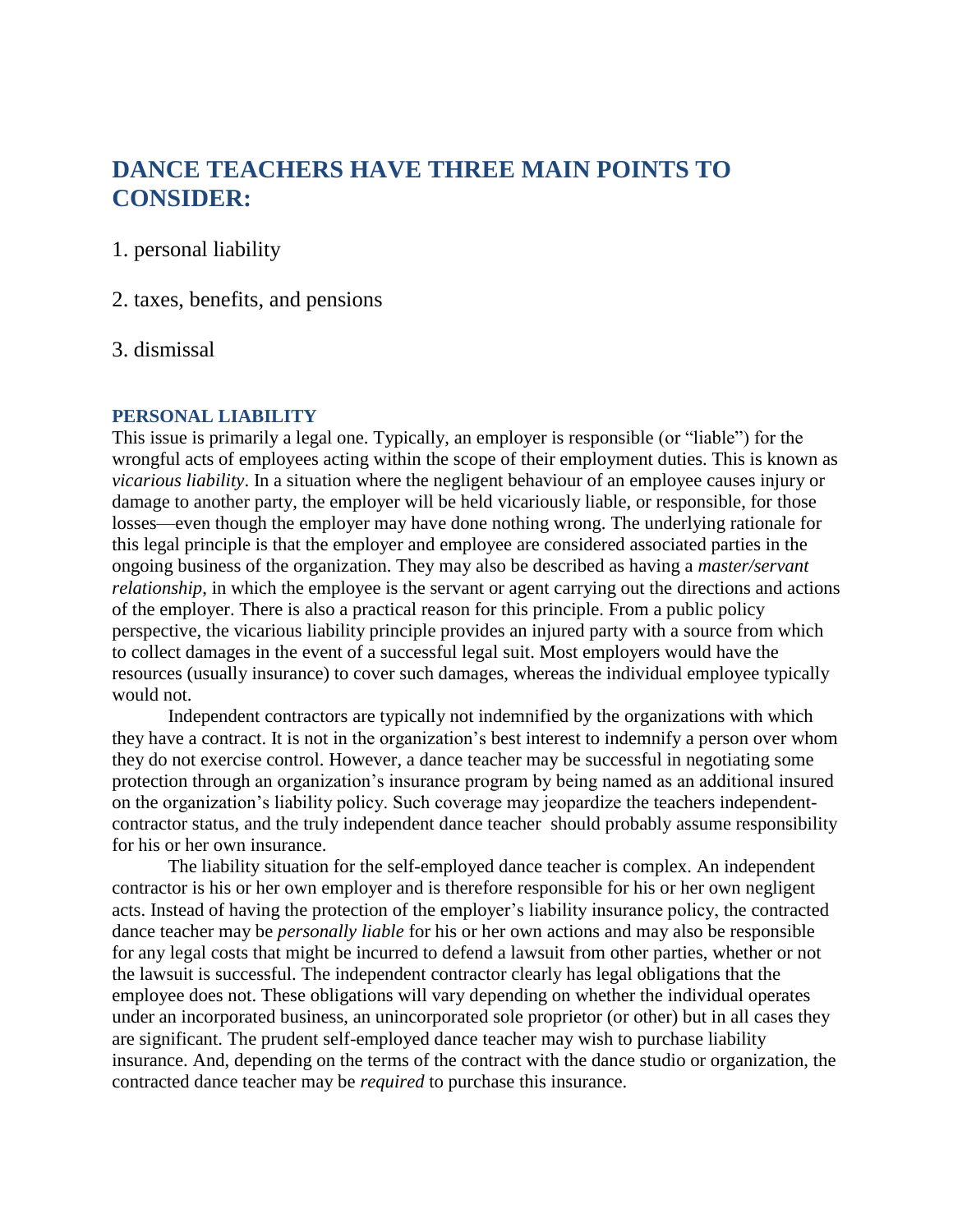## DANCE TEACHERS HAVE THREE MAIN POINTS TO CONSIDER:

1. personal liability

2. taxes, benefits, and pensions

3. dismissal

### PERSONAL LIABILITY

This issue is primarily a legal one. Typically, an employer is responsible (or "liable") for the wrongful acts of employees acting within the scope of their employment duties. This is known as *vicarious liability*. In a situation where the negligent behaviour of an employee causes injury or damage to another party, the employer will be held vicariously liable, or responsible, for those losses—even though the employer may have done nothing wrong. The underlying rationale for this legal principle is that the employer and employee are considered associated parties in the ongoing business of the organization. They may also be described as having a *master/servant relationship*, in which the employee is the servant or agent carrying out the directions and actions of the employer. There is also a practical reason for this principle. From a public policy perspective, the vicarious liability principle provides an injured party with a source from which to collect damages in the event of a successful legal suit. Most employers would have the resources (usually insurance) to cover such damages, whereas the individual employee typically would not.

Independent contractors are typically not indemnified by the organizations with which they have a contract. It is not in the organization's best interest to indemnify a person over whom they do not exercise control. However, a dance teacher may be successful in negotiating some protection through an organization's insurance program by being named as an additional insured on the organization's liability policy. Such coverage may jeopardize the teachers independent-contractor status, and the truly independent dance teacher should probably assume responsibility for his or her own insurance.

The liability situation for the self-employed dance teacher is complex. An independent contractor is his or her own employer and is therefore responsible for his or her own negligent acts. Instead of having the protection of the employer's liability insurance policy, the contracted dance teacher may be *personally liable* for his or her own actions and may also be responsible for any legal costs that might be incurred to defend a lawsuit from other parties, whether or not the lawsuit is successful. The independent contractor clearly has legal obligations that the employee does not. These obligations will vary depending on whether the individual operates under an incorporated business, an unincorporated sole proprietor (or other) but in all cases they are significant. The prudent self-employed dance teacher may wish to purchase liability insurance. And, depending on the terms of the contract with the dance studio or organization, the contracted dance teacher may be *required* to purchase this insurance.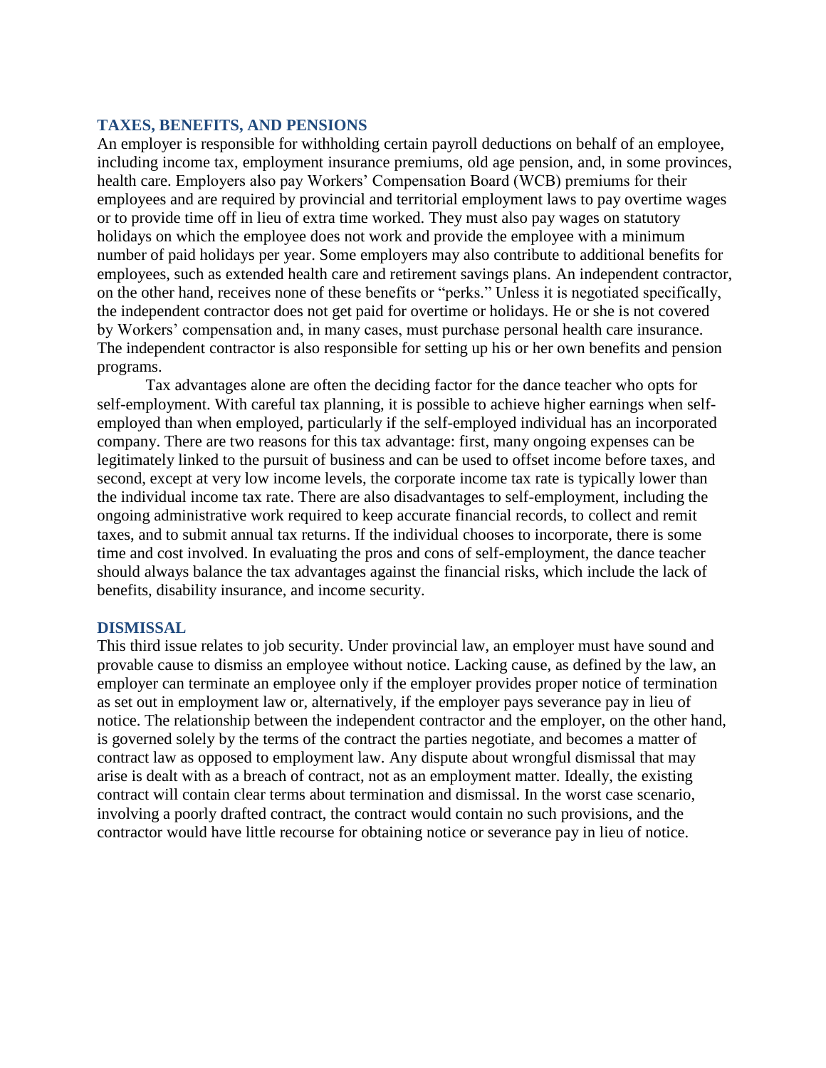## TAXES, BENEFITS, AND PENSIONS

An employer is responsible for withholding certain payroll deductions on behalf of an employee, including income tax, employment insurance premiums, old age pension, and, in some provinces, health care. Employers also pay Workers' Compensation Board (WCB) premiums for their employees and are required by provincial and territorial employment laws to pay overtime wages or to provide time off in lieu of extra time worked. They must also pay wages on statutory holidays on which the employee does not work and provide the employee with a minimum number of paid holidays per year. Some employers may also contribute to additional benefits for employees, such as extended health care and retirement savings plans. An independent contractor, on the other hand, receives none of these benefits or "perks." Unless it is negotiated specifically, the independent contractor does not get paid for overtime or holidays. He or she is not covered by Workers' compensation and, in many cases, must purchase personal health care insurance. The independent contractor is also responsible for setting up his or her own benefits and pension programs.

Tax advantages alone are often the deciding factor for the dance teacher who opts for self-employment. With careful tax planning, it is possible to achieve higher earnings when self-employed than when employed, particularly if the self-employed individual has an incorporated company. There are two reasons for this tax advantage: first, many ongoing expenses can be legitimately linked to the pursuit of business and can be used to offset income before taxes, and second, except at very low income levels, the corporate income tax rate is typically lower than the individual income tax rate. There are also disadvantages to self-employment, including the ongoing administrative work required to keep accurate financial records, to collect and remit taxes, and to submit annual tax returns. If the individual chooses to incorporate, there is some time and cost involved. In evaluating the pros and cons of self-employment, the dance teacher should always balance the tax advantages against the financial risks, which include the lack of benefits, disability insurance, and income security.

## DISMISSAL

This third issue relates to job security. Under provincial law, an employer must have sound and provable cause to dismiss an employee without notice. Lacking cause, as defined by the law, an employer can terminate an employee only if the employer provides proper notice of termination as set out in employment law or, alternatively, if the employer pays severance pay in lieu of notice. The relationship between the independent contractor and the employer, on the other hand, is governed solely by the terms of the contract the parties negotiate, and becomes a matter of contract law as opposed to employment law. Any dispute about wrongful dismissal that may arise is dealt with as a breach of contract, not as an employment matter. Ideally, the existing contract will contain clear terms about termination and dismissal. In the worst case scenario, involving a poorly drafted contract, the contract would contain no such provisions, and the contractor would have little recourse for obtaining notice or severance pay in lieu of notice.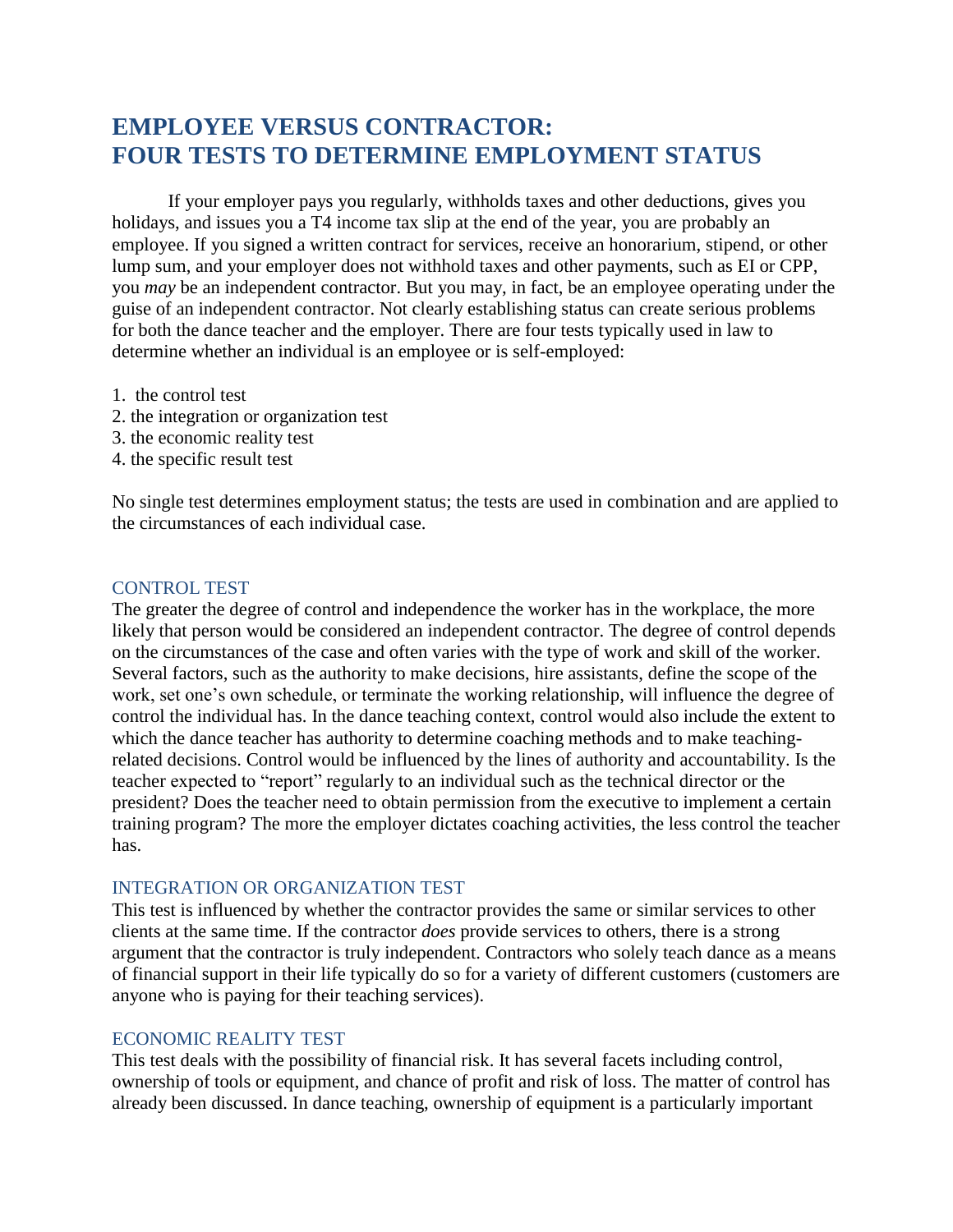# EMPLOYEE VERSUS CONTRACTOR: FOUR TESTS TO DETERMINE EMPLOYMENT STATUS

If your employer pays you regularly, withholds taxes and other deductions, gives you holidays, and issues you a T4 income tax slip at the end of the year, you are probably an employee. If you signed a written contract for services, receive an honorarium, stipend, or other lump sum, and your employer does not withhold taxes and other payments, such as EI or CPP, you *may* be an independent contractor. But you may, in fact, be an employee operating under the guise of an independent contractor. Not clearly establishing status can create serious problems for both the dance teacher and the employer. There are four tests typically used in law to determine whether an individual is an employee or is self-employed:

1. the control test
2. the integration or organization test
3. the economic reality test
4. the specific result test

No single test determines employment status; the tests are used in combination and are applied to the circumstances of each individual case.

## CONTROL TEST

The greater the degree of control and independence the worker has in the workplace, the more likely that person would be considered an independent contractor. The degree of control depends on the circumstances of the case and often varies with the type of work and skill of the worker. Several factors, such as the authority to make decisions, hire assistants, define the scope of the work, set one's own schedule, or terminate the working relationship, will influence the degree of control the individual has. In the dance teaching context, control would also include the extent to which the dance teacher has authority to determine coaching methods and to make teaching-related decisions. Control would be influenced by the lines of authority and accountability. Is the teacher expected to "report" regularly to an individual such as the technical director or the president? Does the teacher need to obtain permission from the executive to implement a certain training program? The more the employer dictates coaching activities, the less control the teacher has.

## INTEGRATION OR ORGANIZATION TEST

This test is influenced by whether the contractor provides the same or similar services to other clients at the same time. If the contractor *does* provide services to others, there is a strong argument that the contractor is truly independent. Contractors who solely teach dance as a means of financial support in their life typically do so for a variety of different customers (customers are anyone who is paying for their teaching services).

## ECONOMIC REALITY TEST

This test deals with the possibility of financial risk. It has several facets including control, ownership of tools or equipment, and chance of profit and risk of loss. The matter of control has already been discussed. In dance teaching, ownership of equipment is a particularly important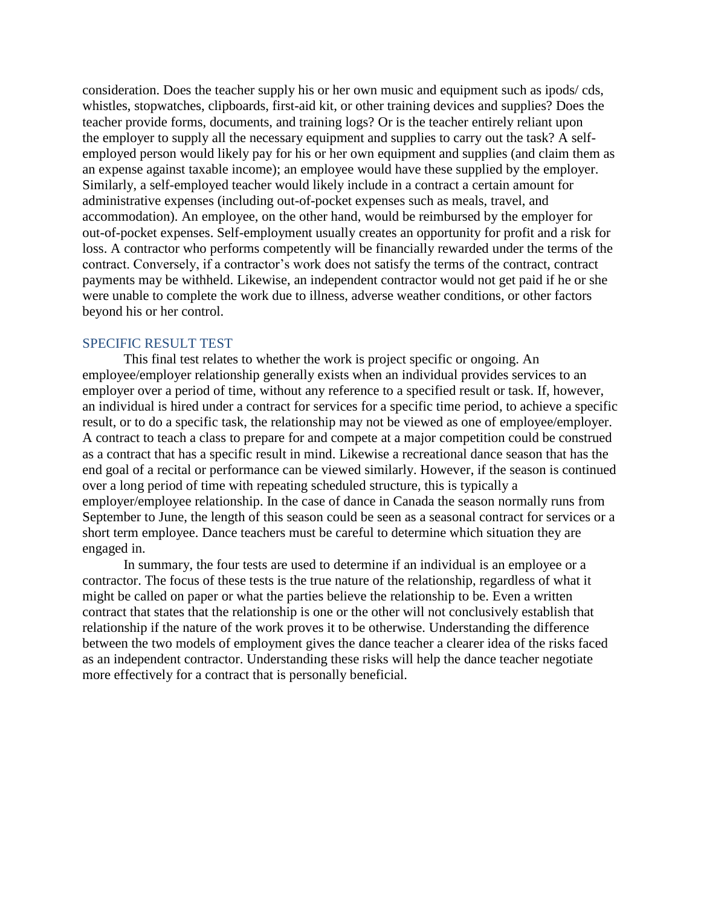consideration. Does the teacher supply his or her own music and equipment such as ipods/ cds, whistles, stopwatches, clipboards, first-aid kit, or other training devices and supplies? Does the teacher provide forms, documents, and training logs? Or is the teacher entirely reliant upon the employer to supply all the necessary equipment and supplies to carry out the task? A self-employed person would likely pay for his or her own equipment and supplies (and claim them as an expense against taxable income); an employee would have these supplied by the employer. Similarly, a self-employed teacher would likely include in a contract a certain amount for administrative expenses (including out-of-pocket expenses such as meals, travel, and accommodation). An employee, on the other hand, would be reimbursed by the employer for out-of-pocket expenses. Self-employment usually creates an opportunity for profit and a risk for loss. A contractor who performs competently will be financially rewarded under the terms of the contract. Conversely, if a contractor's work does not satisfy the terms of the contract, contract payments may be withheld. Likewise, an independent contractor would not get paid if he or she were unable to complete the work due to illness, adverse weather conditions, or other factors beyond his or her control.

## SPECIFIC RESULT TEST

This final test relates to whether the work is project specific or ongoing. An employee/employer relationship generally exists when an individual provides services to an employer over a period of time, without any reference to a specified result or task. If, however, an individual is hired under a contract for services for a specific time period, to achieve a specific result, or to do a specific task, the relationship may not be viewed as one of employee/employer. A contract to teach a class to prepare for and compete at a major competition could be construed as a contract that has a specific result in mind. Likewise a recreational dance season that has the end goal of a recital or performance can be viewed similarly. However, if the season is continued over a long period of time with repeating scheduled structure, this is typically a employer/employee relationship. In the case of dance in Canada the season normally runs from September to June, the length of this season could be seen as a seasonal contract for services or a short term employee. Dance teachers must be careful to determine which situation they are engaged in.

In summary, the four tests are used to determine if an individual is an employee or a contractor. The focus of these tests is the true nature of the relationship, regardless of what it might be called on paper or what the parties believe the relationship to be. Even a written contract that states that the relationship is one or the other will not conclusively establish that relationship if the nature of the work proves it to be otherwise. Understanding the difference between the two models of employment gives the dance teacher a clearer idea of the risks faced as an independent contractor. Understanding these risks will help the dance teacher negotiate more effectively for a contract that is personally beneficial.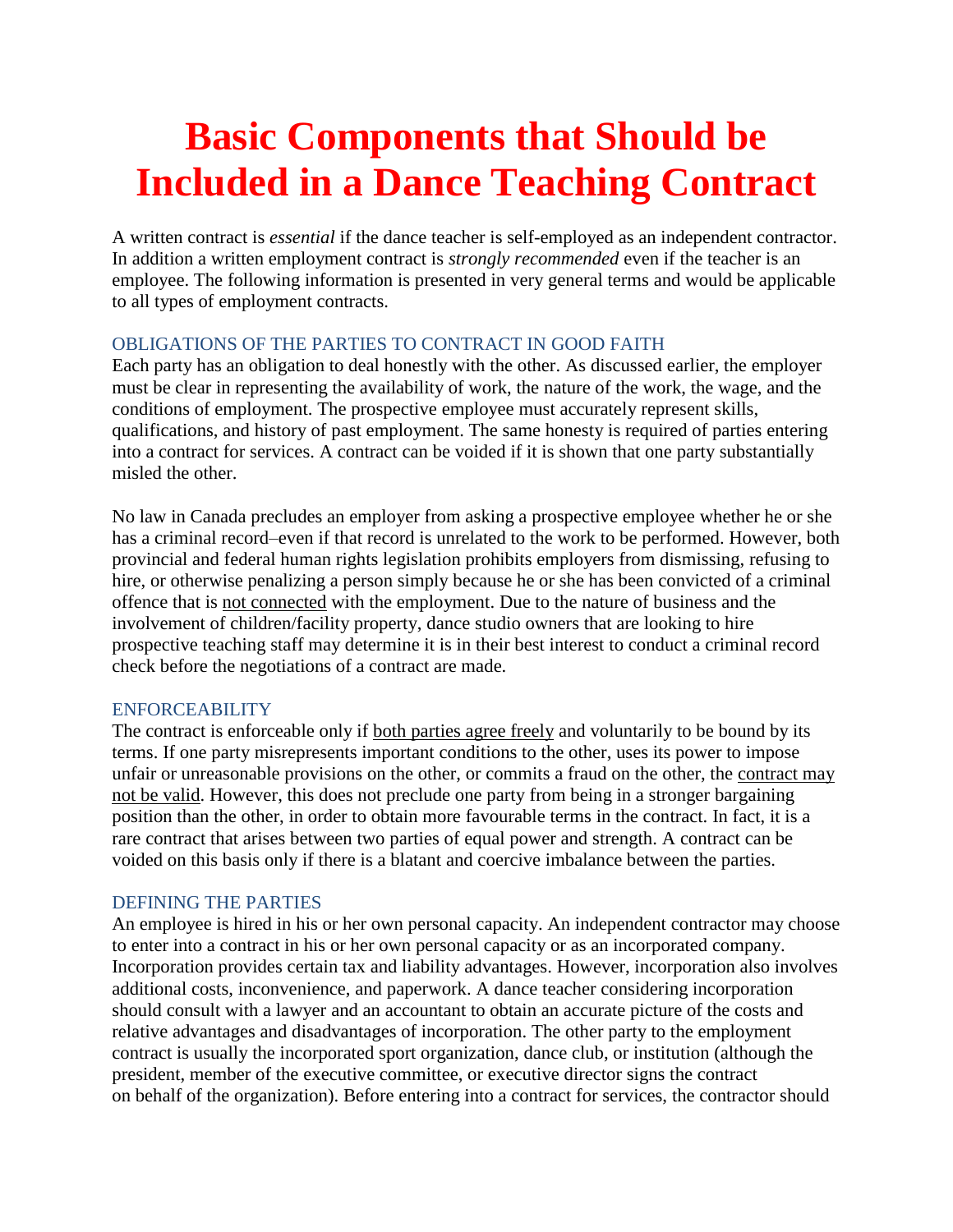# Basic Components that Should be Included in a Dance Teaching Contract

A written contract is *essential* if the dance teacher is self-employed as an independent contractor. In addition a written employment contract is *strongly recommended* even if the teacher is an employee. The following information is presented in very general terms and would be applicable to all types of employment contracts.

### OBLIGATIONS OF THE PARTIES TO CONTRACT IN GOOD FAITH

Each party has an obligation to deal honestly with the other. As discussed earlier, the employer must be clear in representing the availability of work, the nature of the work, the wage, and the conditions of employment. The prospective employee must accurately represent skills, qualifications, and history of past employment. The same honesty is required of parties entering into a contract for services. A contract can be voided if it is shown that one party substantially misled the other.

No law in Canada precludes an employer from asking a prospective employee whether he or she has a criminal record–even if that record is unrelated to the work to be performed. However, both provincial and federal human rights legislation prohibits employers from dismissing, refusing to hire, or otherwise penalizing a person simply because he or she has been convicted of a criminal offence that is <u>not connected</u> with the employment. Due to the nature of business and the involvement of children/facility property, dance studio owners that are looking to hire prospective teaching staff may determine it is in their best interest to conduct a criminal record check before the negotiations of a contract are made.

### ENFORCEABILITY

The contract is enforceable only if <u>both parties agree freely</u> and voluntarily to be bound by its terms. If one party misrepresents important conditions to the other, uses its power to impose unfair or unreasonable provisions on the other, or commits a fraud on the other, the <u>contract may not be valid</u>. However, this does not preclude one party from being in a stronger bargaining position than the other, in order to obtain more favourable terms in the contract. In fact, it is a rare contract that arises between two parties of equal power and strength. A contract can be voided on this basis only if there is a blatant and coercive imbalance between the parties.

### DEFINING THE PARTIES

An employee is hired in his or her own personal capacity. An independent contractor may choose to enter into a contract in his or her own personal capacity or as an incorporated company. Incorporation provides certain tax and liability advantages. However, incorporation also involves additional costs, inconvenience, and paperwork. A dance teacher considering incorporation should consult with a lawyer and an accountant to obtain an accurate picture of the costs and relative advantages and disadvantages of incorporation. The other party to the employment contract is usually the incorporated sport organization, dance club, or institution (although the president, member of the executive committee, or executive director signs the contract on behalf of the organization). Before entering into a contract for services, the contractor should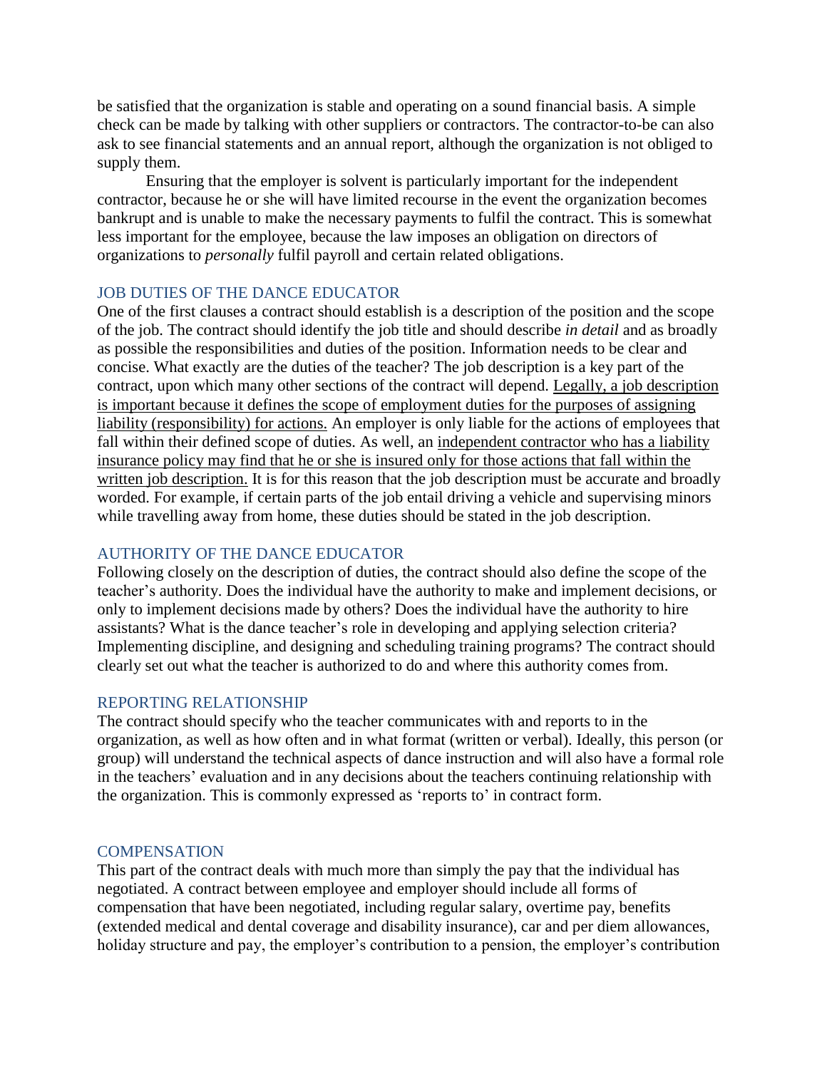be satisfied that the organization is stable and operating on a sound financial basis. A simple check can be made by talking with other suppliers or contractors. The contractor-to-be can also ask to see financial statements and an annual report, although the organization is not obliged to supply them.

Ensuring that the employer is solvent is particularly important for the independent contractor, because he or she will have limited recourse in the event the organization becomes bankrupt and is unable to make the necessary payments to fulfil the contract. This is somewhat less important for the employee, because the law imposes an obligation on directors of organizations to *personally* fulfil payroll and certain related obligations.

## JOB DUTIES OF THE DANCE EDUCATOR

One of the first clauses a contract should establish is a description of the position and the scope of the job. The contract should identify the job title and should describe *in detail* and as broadly as possible the responsibilities and duties of the position. Information needs to be clear and concise. What exactly are the duties of the teacher? The job description is a key part of the contract, upon which many other sections of the contract will depend. <u>Legally, a job description is important because it defines the scope of employment duties for the purposes of assigning liability (responsibility) for actions.</u> An employer is only liable for the actions of employees that fall within their defined scope of duties. As well, an <u>independent contractor who has a liability insurance policy may find that he or she is insured only for those actions that fall within the written job description.</u> It is for this reason that the job description must be accurate and broadly worded. For example, if certain parts of the job entail driving a vehicle and supervising minors while travelling away from home, these duties should be stated in the job description.

## AUTHORITY OF THE DANCE EDUCATOR

Following closely on the description of duties, the contract should also define the scope of the teacher's authority. Does the individual have the authority to make and implement decisions, or only to implement decisions made by others? Does the individual have the authority to hire assistants? What is the dance teacher's role in developing and applying selection criteria? Implementing discipline, and designing and scheduling training programs? The contract should clearly set out what the teacher is authorized to do and where this authority comes from.

## REPORTING RELATIONSHIP

The contract should specify who the teacher communicates with and reports to in the organization, as well as how often and in what format (written or verbal). Ideally, this person (or group) will understand the technical aspects of dance instruction and will also have a formal role in the teachers' evaluation and in any decisions about the teachers continuing relationship with the organization. This is commonly expressed as 'reports to' in contract form.

## COMPENSATION

This part of the contract deals with much more than simply the pay that the individual has negotiated. A contract between employee and employer should include all forms of compensation that have been negotiated, including regular salary, overtime pay, benefits (extended medical and dental coverage and disability insurance), car and per diem allowances, holiday structure and pay, the employer's contribution to a pension, the employer's contribution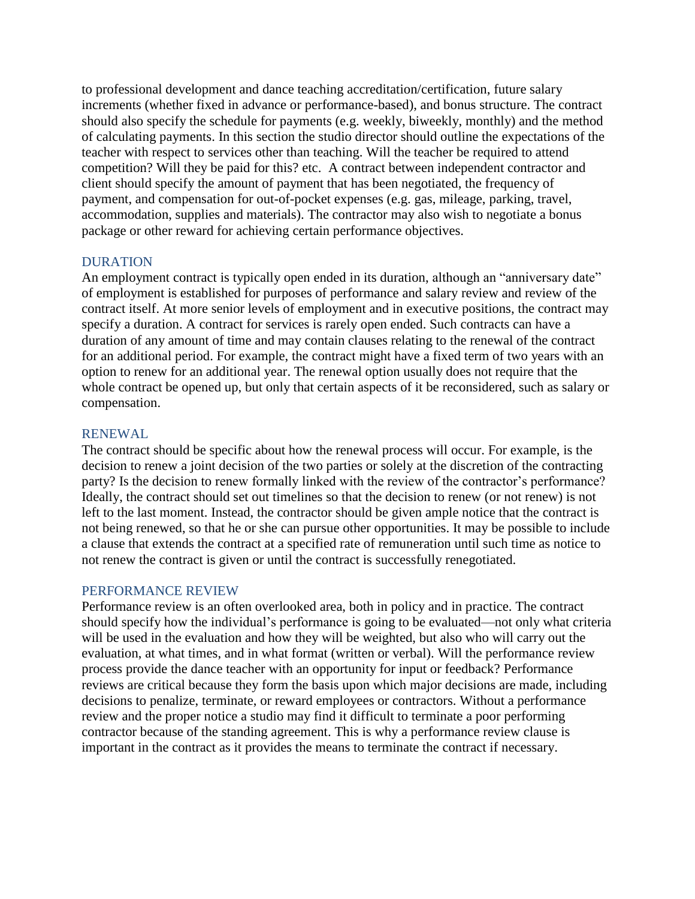to professional development and dance teaching accreditation/certification, future salary increments (whether fixed in advance or performance-based), and bonus structure. The contract should also specify the schedule for payments (e.g. weekly, biweekly, monthly) and the method of calculating payments. In this section the studio director should outline the expectations of the teacher with respect to services other than teaching. Will the teacher be required to attend competition? Will they be paid for this? etc. A contract between independent contractor and client should specify the amount of payment that has been negotiated, the frequency of payment, and compensation for out-of-pocket expenses (e.g. gas, mileage, parking, travel, accommodation, supplies and materials). The contractor may also wish to negotiate a bonus package or other reward for achieving certain performance objectives.

## DURATION

An employment contract is typically open ended in its duration, although an "anniversary date" of employment is established for purposes of performance and salary review and review of the contract itself. At more senior levels of employment and in executive positions, the contract may specify a duration. A contract for services is rarely open ended. Such contracts can have a duration of any amount of time and may contain clauses relating to the renewal of the contract for an additional period. For example, the contract might have a fixed term of two years with an option to renew for an additional year. The renewal option usually does not require that the whole contract be opened up, but only that certain aspects of it be reconsidered, such as salary or compensation.

## RENEWAL

The contract should be specific about how the renewal process will occur. For example, is the decision to renew a joint decision of the two parties or solely at the discretion of the contracting party? Is the decision to renew formally linked with the review of the contractor's performance? Ideally, the contract should set out timelines so that the decision to renew (or not renew) is not left to the last moment. Instead, the contractor should be given ample notice that the contract is not being renewed, so that he or she can pursue other opportunities. It may be possible to include a clause that extends the contract at a specified rate of remuneration until such time as notice to not renew the contract is given or until the contract is successfully renegotiated.

## PERFORMANCE REVIEW

Performance review is an often overlooked area, both in policy and in practice. The contract should specify how the individual's performance is going to be evaluated—not only what criteria will be used in the evaluation and how they will be weighted, but also who will carry out the evaluation, at what times, and in what format (written or verbal). Will the performance review process provide the dance teacher with an opportunity for input or feedback? Performance reviews are critical because they form the basis upon which major decisions are made, including decisions to penalize, terminate, or reward employees or contractors. Without a performance review and the proper notice a studio may find it difficult to terminate a poor performing contractor because of the standing agreement. This is why a performance review clause is important in the contract as it provides the means to terminate the contract if necessary.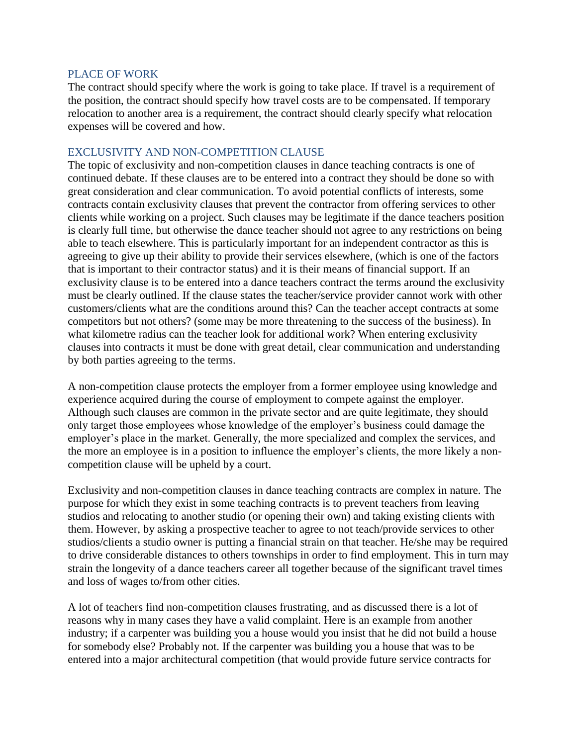## PLACE OF WORK

The contract should specify where the work is going to take place. If travel is a requirement of the position, the contract should specify how travel costs are to be compensated. If temporary relocation to another area is a requirement, the contract should clearly specify what relocation expenses will be covered and how.

## EXCLUSIVITY AND NON-COMPETITION CLAUSE

The topic of exclusivity and non-competition clauses in dance teaching contracts is one of continued debate. If these clauses are to be entered into a contract they should be done so with great consideration and clear communication. To avoid potential conflicts of interests, some contracts contain exclusivity clauses that prevent the contractor from offering services to other clients while working on a project. Such clauses may be legitimate if the dance teachers position is clearly full time, but otherwise the dance teacher should not agree to any restrictions on being able to teach elsewhere. This is particularly important for an independent contractor as this is agreeing to give up their ability to provide their services elsewhere, (which is one of the factors that is important to their contractor status) and it is their means of financial support. If an exclusivity clause is to be entered into a dance teachers contract the terms around the exclusivity must be clearly outlined. If the clause states the teacher/service provider cannot work with other customers/clients what are the conditions around this? Can the teacher accept contracts at some competitors but not others? (some may be more threatening to the success of the business). In what kilometre radius can the teacher look for additional work? When entering exclusivity clauses into contracts it must be done with great detail, clear communication and understanding by both parties agreeing to the terms.

A non-competition clause protects the employer from a former employee using knowledge and experience acquired during the course of employment to compete against the employer. Although such clauses are common in the private sector and are quite legitimate, they should only target those employees whose knowledge of the employer's business could damage the employer's place in the market. Generally, the more specialized and complex the services, and the more an employee is in a position to influence the employer's clients, the more likely a non-competition clause will be upheld by a court.

Exclusivity and non-competition clauses in dance teaching contracts are complex in nature. The purpose for which they exist in some teaching contracts is to prevent teachers from leaving studios and relocating to another studio (or opening their own) and taking existing clients with them. However, by asking a prospective teacher to agree to not teach/provide services to other studios/clients a studio owner is putting a financial strain on that teacher. He/she may be required to drive considerable distances to others townships in order to find employment. This in turn may strain the longevity of a dance teachers career all together because of the significant travel times and loss of wages to/from other cities.

A lot of teachers find non-competition clauses frustrating, and as discussed there is a lot of reasons why in many cases they have a valid complaint. Here is an example from another industry; if a carpenter was building you a house would you insist that he did not build a house for somebody else? Probably not. If the carpenter was building you a house that was to be entered into a major architectural competition (that would provide future service contracts for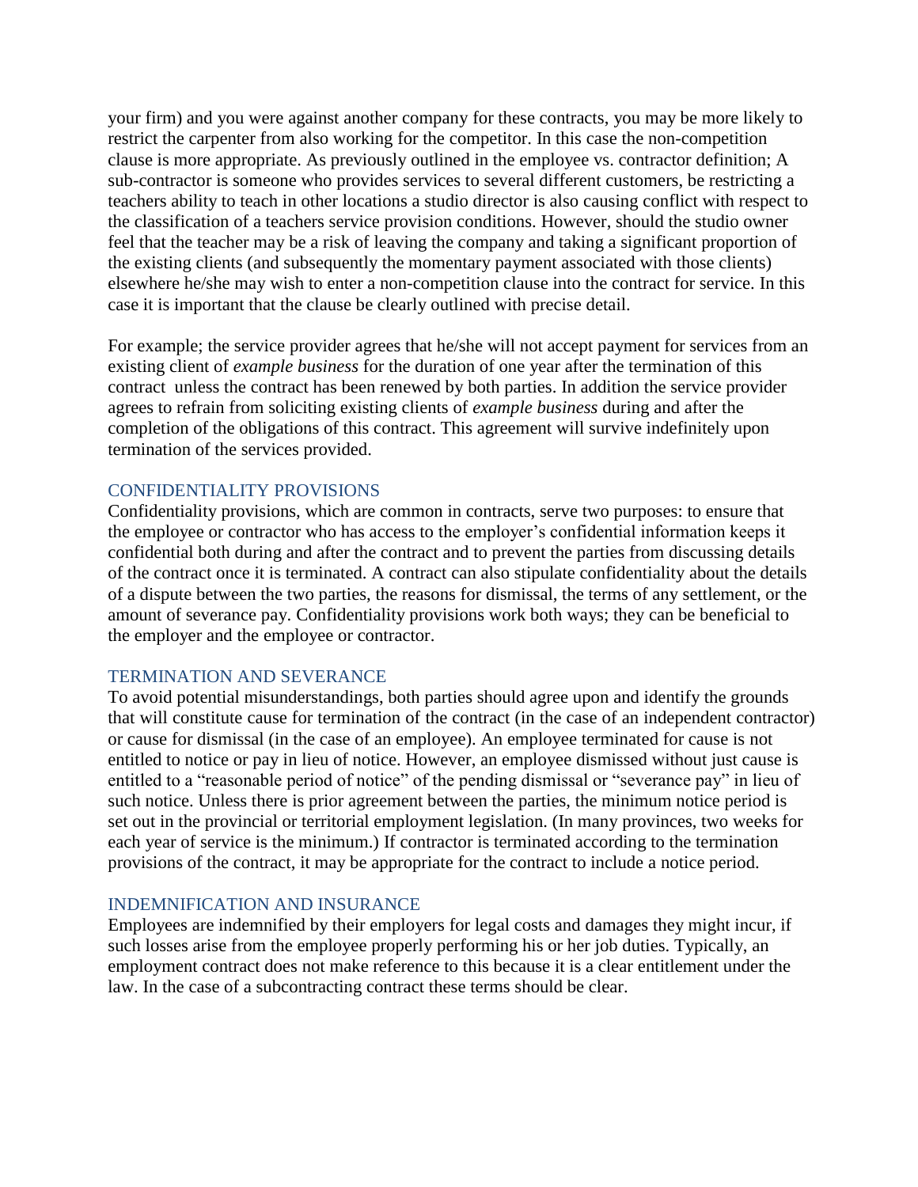your firm) and you were against another company for these contracts, you may be more likely to restrict the carpenter from also working for the competitor. In this case the non-competition clause is more appropriate. As previously outlined in the employee vs. contractor definition; A sub-contractor is someone who provides services to several different customers, be restricting a teachers ability to teach in other locations a studio director is also causing conflict with respect to the classification of a teachers service provision conditions. However, should the studio owner feel that the teacher may be a risk of leaving the company and taking a significant proportion of the existing clients (and subsequently the momentary payment associated with those clients) elsewhere he/she may wish to enter a non-competition clause into the contract for service. In this case it is important that the clause be clearly outlined with precise detail.

For example; the service provider agrees that he/she will not accept payment for services from an existing client of *example business* for the duration of one year after the termination of this contract unless the contract has been renewed by both parties. In addition the service provider agrees to refrain from soliciting existing clients of *example business* during and after the completion of the obligations of this contract. This agreement will survive indefinitely upon termination of the services provided.

## CONFIDENTIALITY PROVISIONS

Confidentiality provisions, which are common in contracts, serve two purposes: to ensure that the employee or contractor who has access to the employer's confidential information keeps it confidential both during and after the contract and to prevent the parties from discussing details of the contract once it is terminated. A contract can also stipulate confidentiality about the details of a dispute between the two parties, the reasons for dismissal, the terms of any settlement, or the amount of severance pay. Confidentiality provisions work both ways; they can be beneficial to the employer and the employee or contractor.

## TERMINATION AND SEVERANCE

To avoid potential misunderstandings, both parties should agree upon and identify the grounds that will constitute cause for termination of the contract (in the case of an independent contractor) or cause for dismissal (in the case of an employee). An employee terminated for cause is not entitled to notice or pay in lieu of notice. However, an employee dismissed without just cause is entitled to a "reasonable period of notice" of the pending dismissal or "severance pay" in lieu of such notice. Unless there is prior agreement between the parties, the minimum notice period is set out in the provincial or territorial employment legislation. (In many provinces, two weeks for each year of service is the minimum.) If contractor is terminated according to the termination provisions of the contract, it may be appropriate for the contract to include a notice period.

## INDEMNIFICATION AND INSURANCE

Employees are indemnified by their employers for legal costs and damages they might incur, if such losses arise from the employee properly performing his or her job duties. Typically, an employment contract does not make reference to this because it is a clear entitlement under the law. In the case of a subcontracting contract these terms should be clear.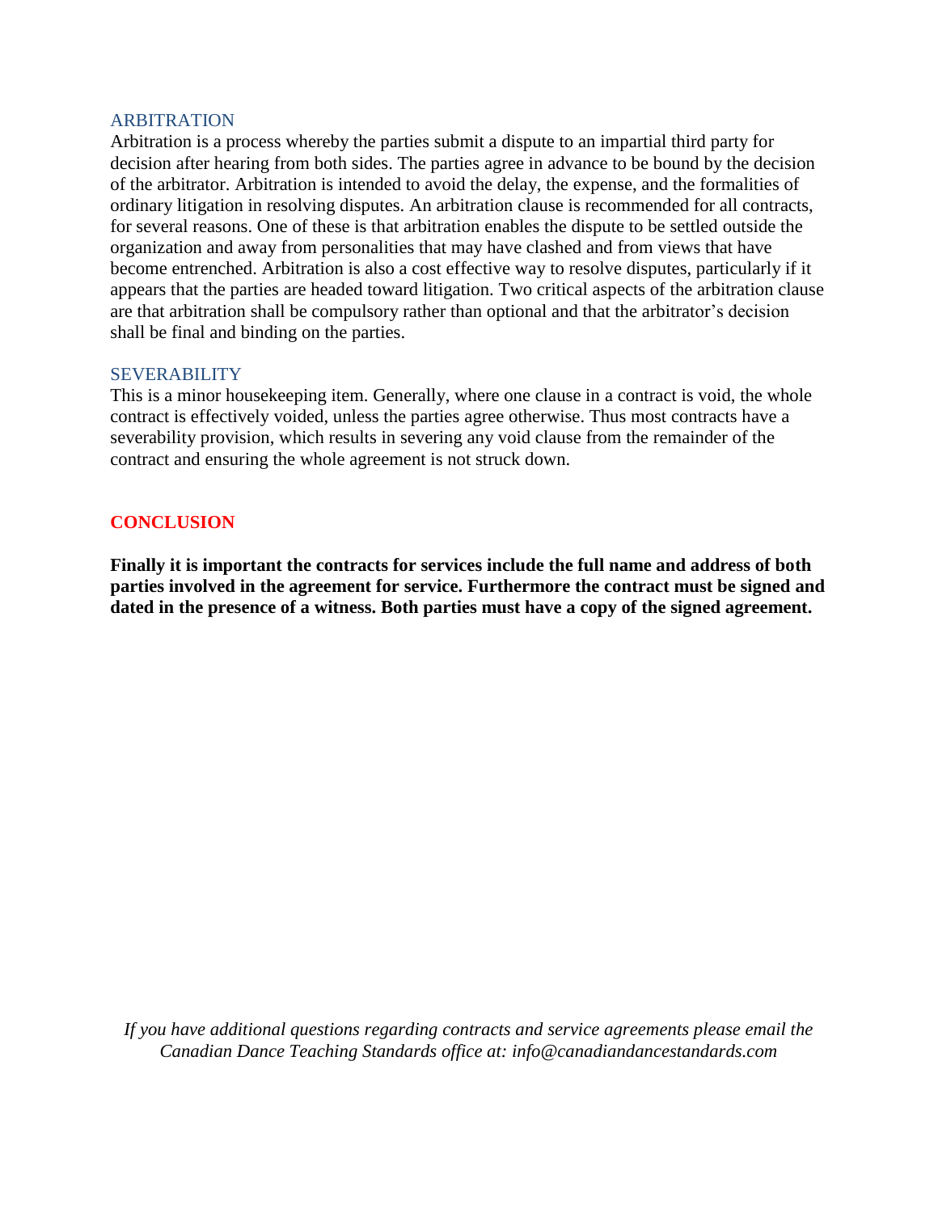### ARBITRATION

Arbitration is a process whereby the parties submit a dispute to an impartial third party for decision after hearing from both sides. The parties agree in advance to be bound by the decision of the arbitrator. Arbitration is intended to avoid the delay, the expense, and the formalities of ordinary litigation in resolving disputes. An arbitration clause is recommended for all contracts, for several reasons. One of these is that arbitration enables the dispute to be settled outside the organization and away from personalities that may have clashed and from views that have become entrenched. Arbitration is also a cost effective way to resolve disputes, particularly if it appears that the parties are headed toward litigation. Two critical aspects of the arbitration clause are that arbitration shall be compulsory rather than optional and that the arbitrator's decision shall be final and binding on the parties.

### SEVERABILITY

This is a minor housekeeping item. Generally, where one clause in a contract is void, the whole contract is effectively voided, unless the parties agree otherwise. Thus most contracts have a severability provision, which results in severing any void clause from the remainder of the contract and ensuring the whole agreement is not struck down.

## CONCLUSION

**Finally it is important the contracts for services include the full name and address of both parties involved in the agreement for service. Furthermore the contract must be signed and dated in the presence of a witness. Both parties must have a copy of the signed agreement.**

*If you have additional questions regarding contracts and service agreements please email the Canadian Dance Teaching Standards office at: info@canadiandancestandards.com*